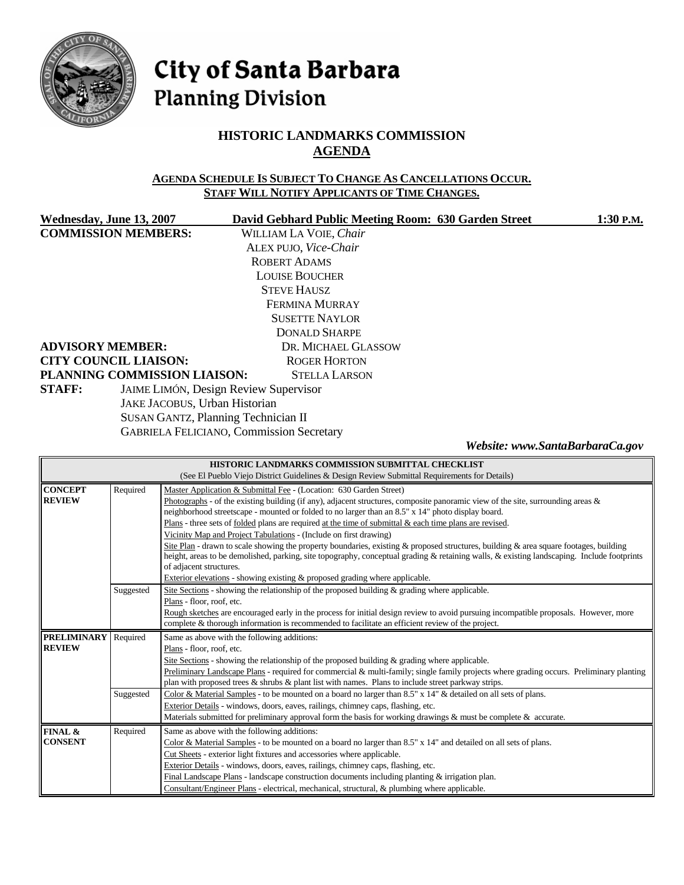# City of Santa Barbara
## Planning Division

## HISTORIC LANDMARKS COMMISSION
## AGENDA

**AGENDA SCHEDULE IS SUBJECT TO CHANGE AS CANCELLATIONS OCCUR.**
**STAFF WILL NOTIFY APPLICANTS OF TIME CHANGES.**

**Wednesday, June 13, 2007** **David Gebhard Public Meeting Room: 630 Garden Street** **1:30 P.M.**

**COMMISSION MEMBERS:**
WILLIAM LA VOIE, *Chair*
ALEX PUJO, *Vice-Chair*
ROBERT ADAMS
LOUISE BOUCHER
STEVE HAUSZ
FERMINA MURRAY
SUSETTE NAYLOR
DONALD SHARPE

**ADVISORY MEMBER:** DR. MICHAEL GLASSOW
**CITY COUNCIL LIAISON:** ROGER HORTON
**PLANNING COMMISSION LIAISON:** STELLA LARSON
**STAFF:**
JAIME LIMÓN, Design Review Supervisor
JAKE JACOBUS, Urban Historian
SUSAN GANTZ, Planning Technician II
GABRIELA FELICIANO, Commission Secretary

***Website: www.SantaBarbaraCa.gov***

| **HISTORIC LANDMARKS COMMISSION SUBMITTAL CHECKLIST** (See El Pueblo Viejo District Guidelines & Design Review Submittal Requirements for Details) | | |
|---|---|---|
| **CONCEPT REVIEW** | Required | Master Application & Submittal Fee - (Location: 630 Garden Street)<br>Photographs - of the existing building (if any), adjacent structures, composite panoramic view of the site, surrounding areas & neighborhood streetscape - mounted or folded to no larger than an 8.5" x 14" photo display board.<br>Plans - three sets of folded plans are required at the time of submittal & each time plans are revised.<br>Vicinity Map and Project Tabulations - (Include on first drawing)<br>Site Plan - drawn to scale showing the property boundaries, existing & proposed structures, building & area square footages, building height, areas to be demolished, parking, site topography, conceptual grading & retaining walls, & existing landscaping. Include footprints of adjacent structures.<br>Exterior elevations - showing existing & proposed grading where applicable. |
| | Suggested | Site Sections - showing the relationship of the proposed building & grading where applicable.<br>Plans - floor, roof, etc.<br>Rough sketches are encouraged early in the process for initial design review to avoid pursuing incompatible proposals. However, more complete & thorough information is recommended to facilitate an efficient review of the project. |
| **PRELIMINARY REVIEW** | Required | Same as above with the following additions:<br>Plans - floor, roof, etc.<br>Site Sections - showing the relationship of the proposed building & grading where applicable.<br>Preliminary Landscape Plans - required for commercial & multi-family; single family projects where grading occurs. Preliminary planting plan with proposed trees & shrubs & plant list with names. Plans to include street parkway strips. |
| | Suggested | Color & Material Samples - to be mounted on a board no larger than 8.5" x 14" & detailed on all sets of plans.<br>Exterior Details - windows, doors, eaves, railings, chimney caps, flashing, etc.<br>Materials submitted for preliminary approval form the basis for working drawings & must be complete & accurate. |
| **FINAL & CONSENT** | Required | Same as above with the following additions:<br>Color & Material Samples - to be mounted on a board no larger than 8.5" x 14" and detailed on all sets of plans.<br>Cut Sheets - exterior light fixtures and accessories where applicable.<br>Exterior Details - windows, doors, eaves, railings, chimney caps, flashing, etc.<br>Final Landscape Plans - landscape construction documents including planting & irrigation plan.<br>Consultant/Engineer Plans - electrical, mechanical, structural, & plumbing where applicable. |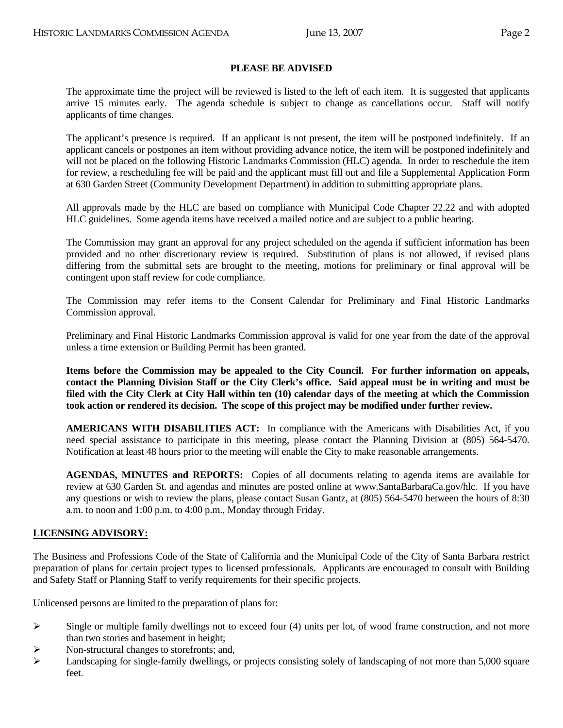**PLEASE BE ADVISED**

The approximate time the project will be reviewed is listed to the left of each item. It is suggested that applicants arrive 15 minutes early. The agenda schedule is subject to change as cancellations occur. Staff will notify applicants of time changes.

The applicant's presence is required. If an applicant is not present, the item will be postponed indefinitely. If an applicant cancels or postpones an item without providing advance notice, the item will be postponed indefinitely and will not be placed on the following Historic Landmarks Commission (HLC) agenda. In order to reschedule the item for review, a rescheduling fee will be paid and the applicant must fill out and file a Supplemental Application Form at 630 Garden Street (Community Development Department) in addition to submitting appropriate plans.

All approvals made by the HLC are based on compliance with Municipal Code Chapter 22.22 and with adopted HLC guidelines. Some agenda items have received a mailed notice and are subject to a public hearing.

The Commission may grant an approval for any project scheduled on the agenda if sufficient information has been provided and no other discretionary review is required. Substitution of plans is not allowed, if revised plans differing from the submittal sets are brought to the meeting, motions for preliminary or final approval will be contingent upon staff review for code compliance.

The Commission may refer items to the Consent Calendar for Preliminary and Final Historic Landmarks Commission approval.

Preliminary and Final Historic Landmarks Commission approval is valid for one year from the date of the approval unless a time extension or Building Permit has been granted.

**Items before the Commission may be appealed to the City Council. For further information on appeals, contact the Planning Division Staff or the City Clerk's office. Said appeal must be in writing and must be filed with the City Clerk at City Hall within ten (10) calendar days of the meeting at which the Commission took action or rendered its decision. The scope of this project may be modified under further review.**

**AMERICANS WITH DISABILITIES ACT:** In compliance with the Americans with Disabilities Act, if you need special assistance to participate in this meeting, please contact the Planning Division at (805) 564-5470. Notification at least 48 hours prior to the meeting will enable the City to make reasonable arrangements.

**AGENDAS, MINUTES and REPORTS:** Copies of all documents relating to agenda items are available for review at 630 Garden St. and agendas and minutes are posted online at www.SantaBarbaraCa.gov/hlc. If you have any questions or wish to review the plans, please contact Susan Gantz, at (805) 564-5470 between the hours of 8:30 a.m. to noon and 1:00 p.m. to 4:00 p.m., Monday through Friday.

**LICENSING ADVISORY:**

The Business and Professions Code of the State of California and the Municipal Code of the City of Santa Barbara restrict preparation of plans for certain project types to licensed professionals. Applicants are encouraged to consult with Building and Safety Staff or Planning Staff to verify requirements for their specific projects.

Unlicensed persons are limited to the preparation of plans for:

- Single or multiple family dwellings not to exceed four (4) units per lot, of wood frame construction, and not more than two stories and basement in height;
- Non-structural changes to storefronts; and,
- Landscaping for single-family dwellings, or projects consisting solely of landscaping of not more than 5,000 square feet.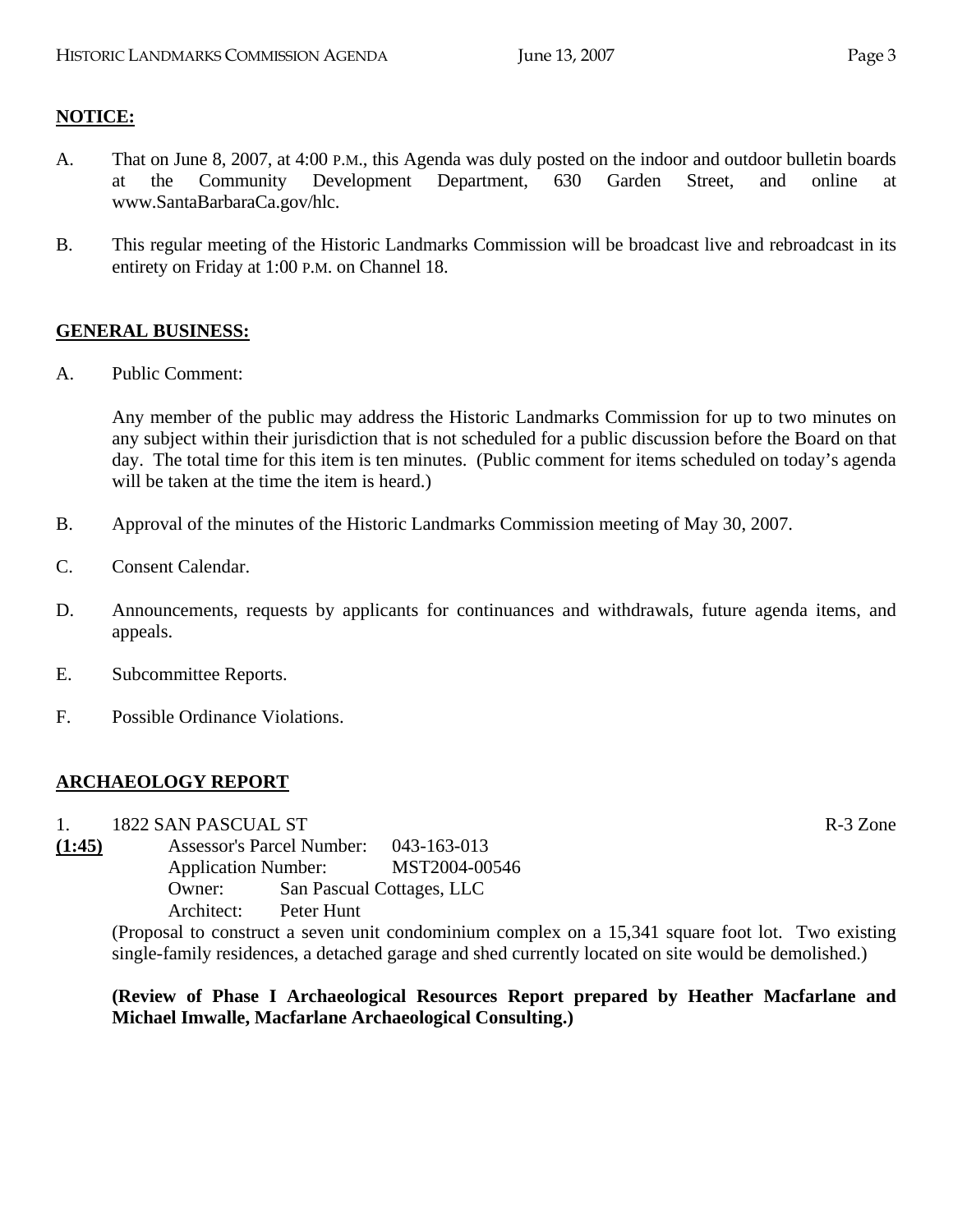## NOTICE:

A. That on June 8, 2007, at 4:00 P.M., this Agenda was duly posted on the indoor and outdoor bulletin boards at the Community Development Department, 630 Garden Street, and online at www.SantaBarbaraCa.gov/hlc.

B. This regular meeting of the Historic Landmarks Commission will be broadcast live and rebroadcast in its entirety on Friday at 1:00 P.M. on Channel 18.

## GENERAL BUSINESS:

A. Public Comment:

Any member of the public may address the Historic Landmarks Commission for up to two minutes on any subject within their jurisdiction that is not scheduled for a public discussion before the Board on that day. The total time for this item is ten minutes. (Public comment for items scheduled on today's agenda will be taken at the time the item is heard.)

B. Approval of the minutes of the Historic Landmarks Commission meeting of May 30, 2007.

C. Consent Calendar.

D. Announcements, requests by applicants for continuances and withdrawals, future agenda items, and appeals.

E. Subcommittee Reports.

F. Possible Ordinance Violations.

## ARCHAEOLOGY REPORT

1. 1822 SAN PASCUAL ST — R-3 Zone

**(1:45)**

Assessor's Parcel Number: 043-163-013
Application Number: MST2004-00546
Owner: San Pascual Cottages, LLC
Architect: Peter Hunt

(Proposal to construct a seven unit condominium complex on a 15,341 square foot lot. Two existing single-family residences, a detached garage and shed currently located on site would be demolished.)

**(Review of Phase I Archaeological Resources Report prepared by Heather Macfarlane and Michael Imwalle, Macfarlane Archaeological Consulting.)**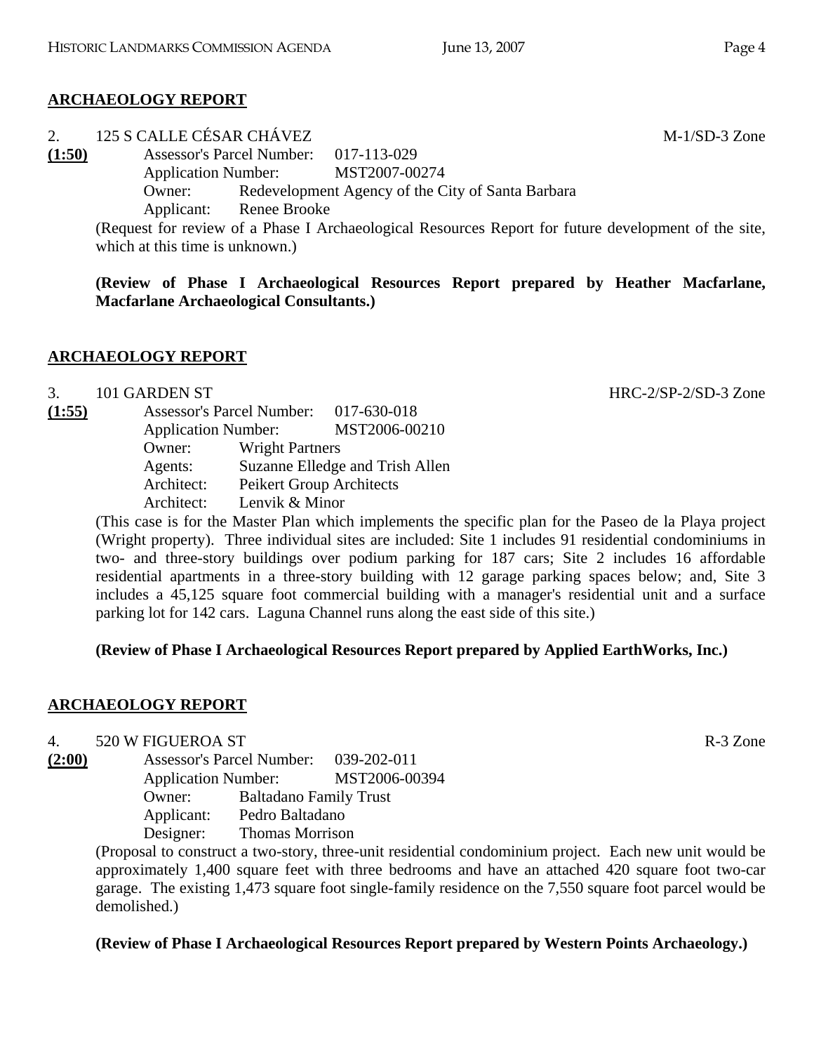## ARCHAEOLOGY REPORT

2. 125 S CALLE CÉSAR CHÁVEZ M-1/SD-3 Zone

**(1:50)**
Assessor's Parcel Number: 017-113-029
Application Number: MST2007-00274
Owner: Redevelopment Agency of the City of Santa Barbara
Applicant: Renee Brooke

(Request for review of a Phase I Archaeological Resources Report for future development of the site, which at this time is unknown.)

**(Review of Phase I Archaeological Resources Report prepared by Heather Macfarlane, Macfarlane Archaeological Consultants.)**

## ARCHAEOLOGY REPORT

3. 101 GARDEN ST HRC-2/SP-2/SD-3 Zone

**(1:55)**
Assessor's Parcel Number: 017-630-018
Application Number: MST2006-00210
Owner: Wright Partners
Agents: Suzanne Elledge and Trish Allen
Architect: Peikert Group Architects
Architect: Lenvik & Minor

(This case is for the Master Plan which implements the specific plan for the Paseo de la Playa project (Wright property). Three individual sites are included: Site 1 includes 91 residential condominiums in two- and three-story buildings over podium parking for 187 cars; Site 2 includes 16 affordable residential apartments in a three-story building with 12 garage parking spaces below; and, Site 3 includes a 45,125 square foot commercial building with a manager's residential unit and a surface parking lot for 142 cars. Laguna Channel runs along the east side of this site.)

**(Review of Phase I Archaeological Resources Report prepared by Applied EarthWorks, Inc.)**

## ARCHAEOLOGY REPORT

4. 520 W FIGUEROA ST R-3 Zone

**(2:00)**
Assessor's Parcel Number: 039-202-011
Application Number: MST2006-00394
Owner: Baltadano Family Trust
Applicant: Pedro Baltadano
Designer: Thomas Morrison

(Proposal to construct a two-story, three-unit residential condominium project. Each new unit would be approximately 1,400 square feet with three bedrooms and have an attached 420 square foot two-car garage. The existing 1,473 square foot single-family residence on the 7,550 square foot parcel would be demolished.)

**(Review of Phase I Archaeological Resources Report prepared by Western Points Archaeology.)**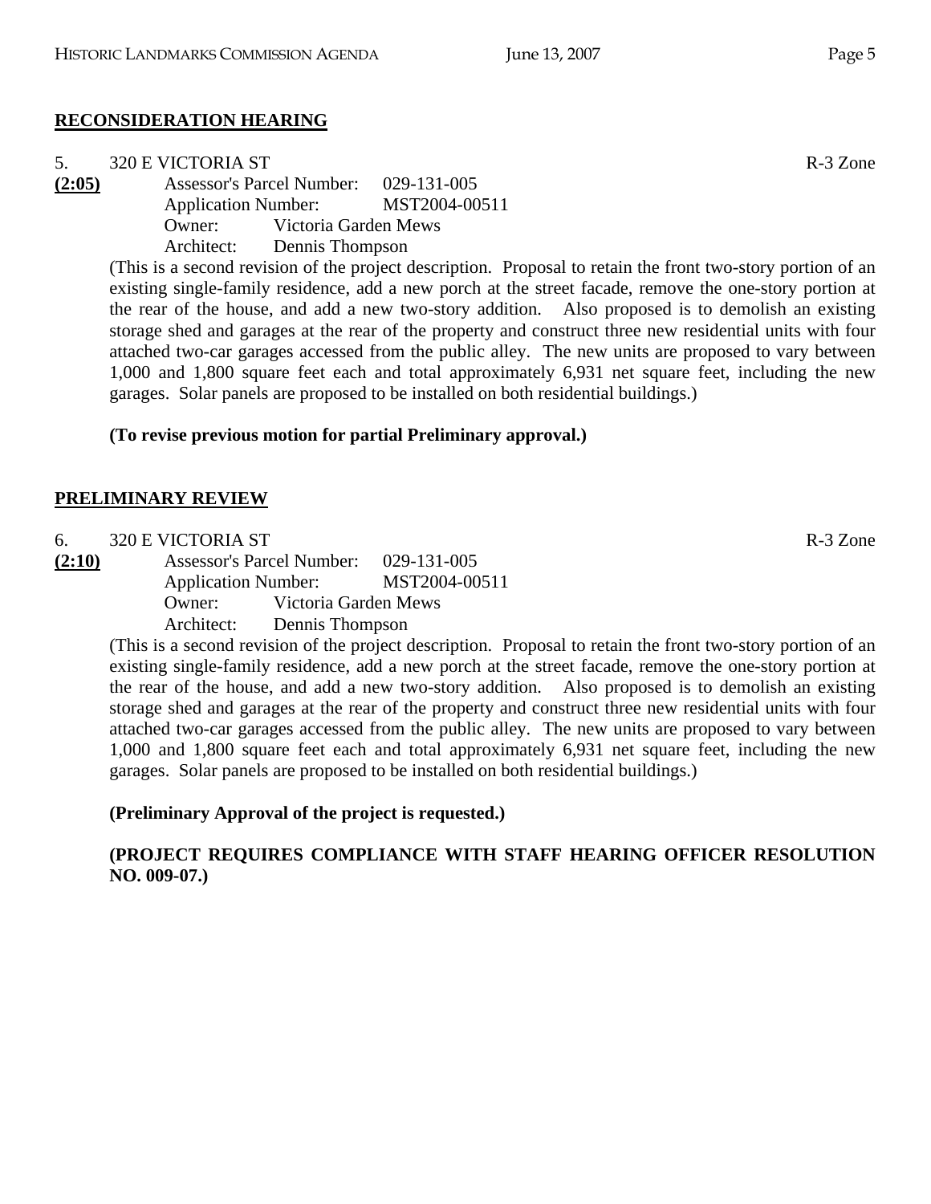## RECONSIDERATION HEARING

5. 320 E VICTORIA ST R-3 Zone

**(2:05)** Assessor's Parcel Number: 029-131-005
Application Number: MST2004-00511
Owner: Victoria Garden Mews
Architect: Dennis Thompson

(This is a second revision of the project description. Proposal to retain the front two-story portion of an existing single-family residence, add a new porch at the street facade, remove the one-story portion at the rear of the house, and add a new two-story addition. Also proposed is to demolish an existing storage shed and garages at the rear of the property and construct three new residential units with four attached two-car garages accessed from the public alley. The new units are proposed to vary between 1,000 and 1,800 square feet each and total approximately 6,931 net square feet, including the new garages. Solar panels are proposed to be installed on both residential buildings.)

**(To revise previous motion for partial Preliminary approval.)**

## PRELIMINARY REVIEW

6. 320 E VICTORIA ST R-3 Zone

**(2:10)** Assessor's Parcel Number: 029-131-005
Application Number: MST2004-00511
Owner: Victoria Garden Mews
Architect: Dennis Thompson

(This is a second revision of the project description. Proposal to retain the front two-story portion of an existing single-family residence, add a new porch at the street facade, remove the one-story portion at the rear of the house, and add a new two-story addition. Also proposed is to demolish an existing storage shed and garages at the rear of the property and construct three new residential units with four attached two-car garages accessed from the public alley. The new units are proposed to vary between 1,000 and 1,800 square feet each and total approximately 6,931 net square feet, including the new garages. Solar panels are proposed to be installed on both residential buildings.)

**(Preliminary Approval of the project is requested.)**

**(PROJECT REQUIRES COMPLIANCE WITH STAFF HEARING OFFICER RESOLUTION NO. 009-07.)**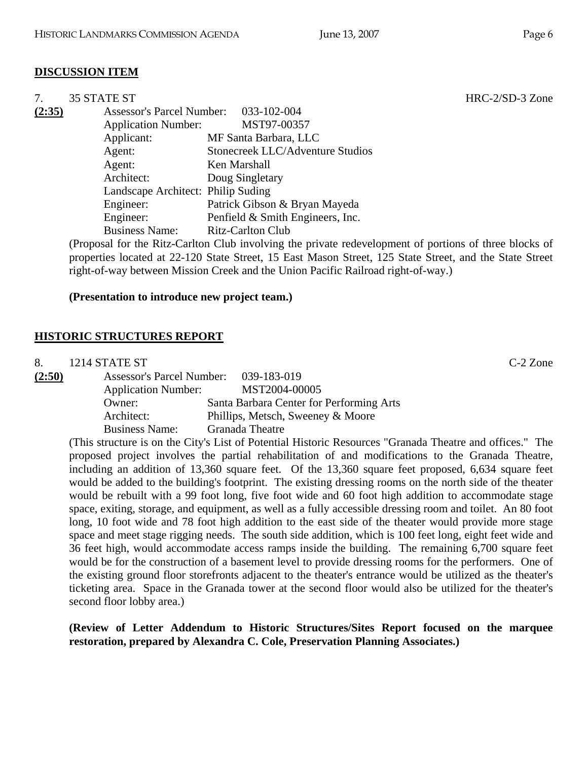**DISCUSSION ITEM**

7. 35 STATE ST HRC-2/SD-3 Zone

**(2:35)**

Assessor's Parcel Number: 033-102-004
Application Number: MST97-00357
Applicant: MF Santa Barbara, LLC
Agent: Stonecreek LLC/Adventure Studios
Agent: Ken Marshall
Architect: Doug Singletary
Landscape Architect: Philip Suding
Engineer: Patrick Gibson & Bryan Mayeda
Engineer: Penfield & Smith Engineers, Inc.
Business Name: Ritz-Carlton Club

(Proposal for the Ritz-Carlton Club involving the private redevelopment of portions of three blocks of properties located at 22-120 State Street, 15 East Mason Street, 125 State Street, and the State Street right-of-way between Mission Creek and the Union Pacific Railroad right-of-way.)

**(Presentation to introduce new project team.)**

**HISTORIC STRUCTURES REPORT**

8. 1214 STATE ST C-2 Zone

**(2:50)**

Assessor's Parcel Number: 039-183-019
Application Number: MST2004-00005
Owner: Santa Barbara Center for Performing Arts
Architect: Phillips, Metsch, Sweeney & Moore
Business Name: Granada Theatre

(This structure is on the City's List of Potential Historic Resources "Granada Theatre and offices." The proposed project involves the partial rehabilitation of and modifications to the Granada Theatre, including an addition of 13,360 square feet. Of the 13,360 square feet proposed, 6,634 square feet would be added to the building's footprint. The existing dressing rooms on the north side of the theater would be rebuilt with a 99 foot long, five foot wide and 60 foot high addition to accommodate stage space, exiting, storage, and equipment, as well as a fully accessible dressing room and toilet. An 80 foot long, 10 foot wide and 78 foot high addition to the east side of the theater would provide more stage space and meet stage rigging needs. The south side addition, which is 100 feet long, eight feet wide and 36 feet high, would accommodate access ramps inside the building. The remaining 6,700 square feet would be for the construction of a basement level to provide dressing rooms for the performers. One of the existing ground floor storefronts adjacent to the theater's entrance would be utilized as the theater's ticketing area. Space in the Granada tower at the second floor would also be utilized for the theater's second floor lobby area.)

**(Review of Letter Addendum to Historic Structures/Sites Report focused on the marquee restoration, prepared by Alexandra C. Cole, Preservation Planning Associates.)**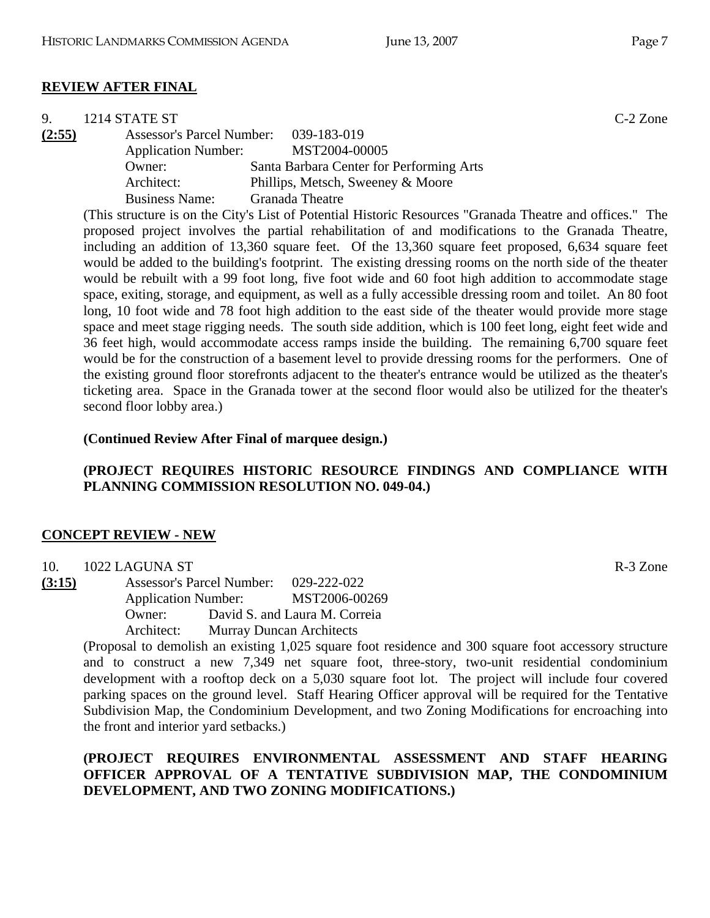**REVIEW AFTER FINAL**

9. 1214 STATE ST C-2 Zone

**(2:55)**

Assessor's Parcel Number: 039-183-019
Application Number: MST2004-00005
Owner: Santa Barbara Center for Performing Arts
Architect: Phillips, Metsch, Sweeney & Moore
Business Name: Granada Theatre

(This structure is on the City's List of Potential Historic Resources "Granada Theatre and offices." The proposed project involves the partial rehabilitation of and modifications to the Granada Theatre, including an addition of 13,360 square feet. Of the 13,360 square feet proposed, 6,634 square feet would be added to the building's footprint. The existing dressing rooms on the north side of the theater would be rebuilt with a 99 foot long, five foot wide and 60 foot high addition to accommodate stage space, exiting, storage, and equipment, as well as a fully accessible dressing room and toilet. An 80 foot long, 10 foot wide and 78 foot high addition to the east side of the theater would provide more stage space and meet stage rigging needs. The south side addition, which is 100 feet long, eight feet wide and 36 feet high, would accommodate access ramps inside the building. The remaining 6,700 square feet would be for the construction of a basement level to provide dressing rooms for the performers. One of the existing ground floor storefronts adjacent to the theater's entrance would be utilized as the theater's ticketing area. Space in the Granada tower at the second floor would also be utilized for the theater's second floor lobby area.)

**(Continued Review After Final of marquee design.)**

**(PROJECT REQUIRES HISTORIC RESOURCE FINDINGS AND COMPLIANCE WITH PLANNING COMMISSION RESOLUTION NO. 049-04.)**

**CONCEPT REVIEW - NEW**

10. 1022 LAGUNA ST R-3 Zone

**(3:15)**

Assessor's Parcel Number: 029-222-022
Application Number: MST2006-00269
Owner: David S. and Laura M. Correia
Architect: Murray Duncan Architects

(Proposal to demolish an existing 1,025 square foot residence and 300 square foot accessory structure and to construct a new 7,349 net square foot, three-story, two-unit residential condominium development with a rooftop deck on a 5,030 square foot lot. The project will include four covered parking spaces on the ground level. Staff Hearing Officer approval will be required for the Tentative Subdivision Map, the Condominium Development, and two Zoning Modifications for encroaching into the front and interior yard setbacks.)

**(PROJECT REQUIRES ENVIRONMENTAL ASSESSMENT AND STAFF HEARING OFFICER APPROVAL OF A TENTATIVE SUBDIVISION MAP, THE CONDOMINIUM DEVELOPMENT, AND TWO ZONING MODIFICATIONS.)**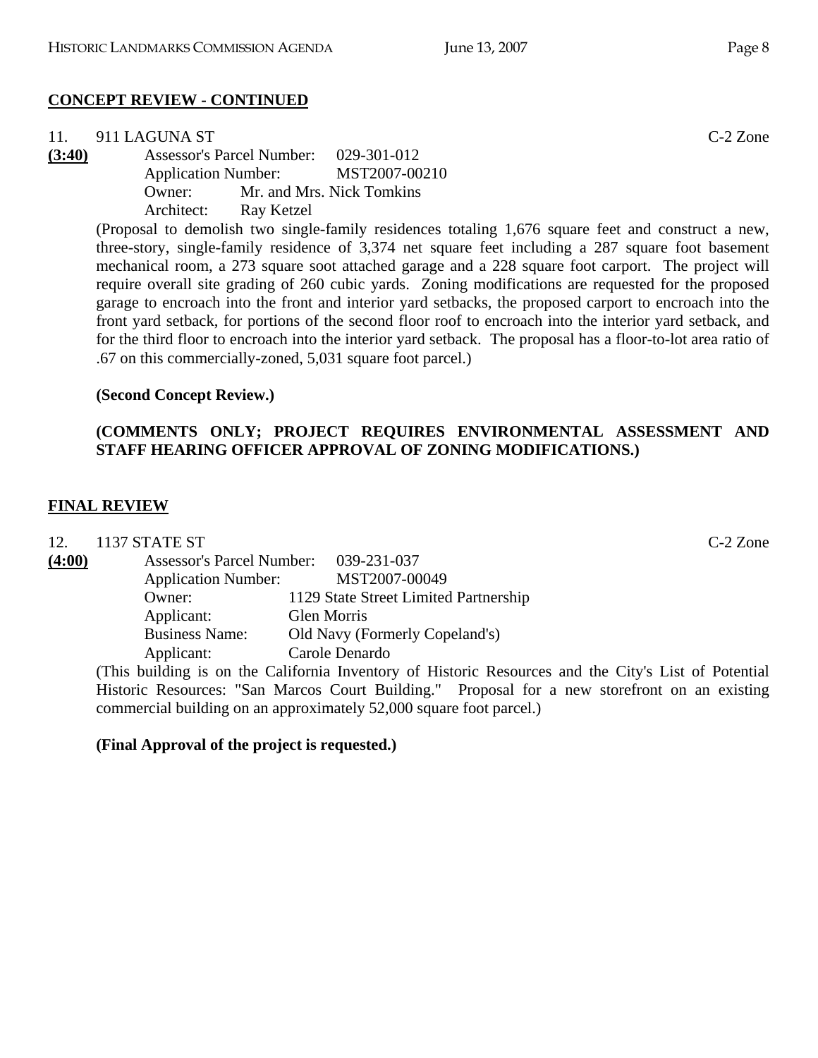## CONCEPT REVIEW - CONTINUED

11. 911 LAGUNA ST C-2 Zone

**(3:40)**

Assessor's Parcel Number: 029-301-012
Application Number: MST2007-00210
Owner: Mr. and Mrs. Nick Tomkins
Architect: Ray Ketzel

(Proposal to demolish two single-family residences totaling 1,676 square feet and construct a new, three-story, single-family residence of 3,374 net square feet including a 287 square foot basement mechanical room, a 273 square soot attached garage and a 228 square foot carport. The project will require overall site grading of 260 cubic yards. Zoning modifications are requested for the proposed garage to encroach into the front and interior yard setbacks, the proposed carport to encroach into the front yard setback, for portions of the second floor roof to encroach into the interior yard setback, and for the third floor to encroach into the interior yard setback. The proposal has a floor-to-lot area ratio of .67 on this commercially-zoned, 5,031 square foot parcel.)

**(Second Concept Review.)**

**(COMMENTS ONLY; PROJECT REQUIRES ENVIRONMENTAL ASSESSMENT AND STAFF HEARING OFFICER APPROVAL OF ZONING MODIFICATIONS.)**

## FINAL REVIEW

12. 1137 STATE ST C-2 Zone

**(4:00)**

Assessor's Parcel Number: 039-231-037
Application Number: MST2007-00049
Owner: 1129 State Street Limited Partnership
Applicant: Glen Morris
Business Name: Old Navy (Formerly Copeland's)
Applicant: Carole Denardo

(This building is on the California Inventory of Historic Resources and the City's List of Potential Historic Resources: "San Marcos Court Building." Proposal for a new storefront on an existing commercial building on an approximately 52,000 square foot parcel.)

**(Final Approval of the project is requested.)**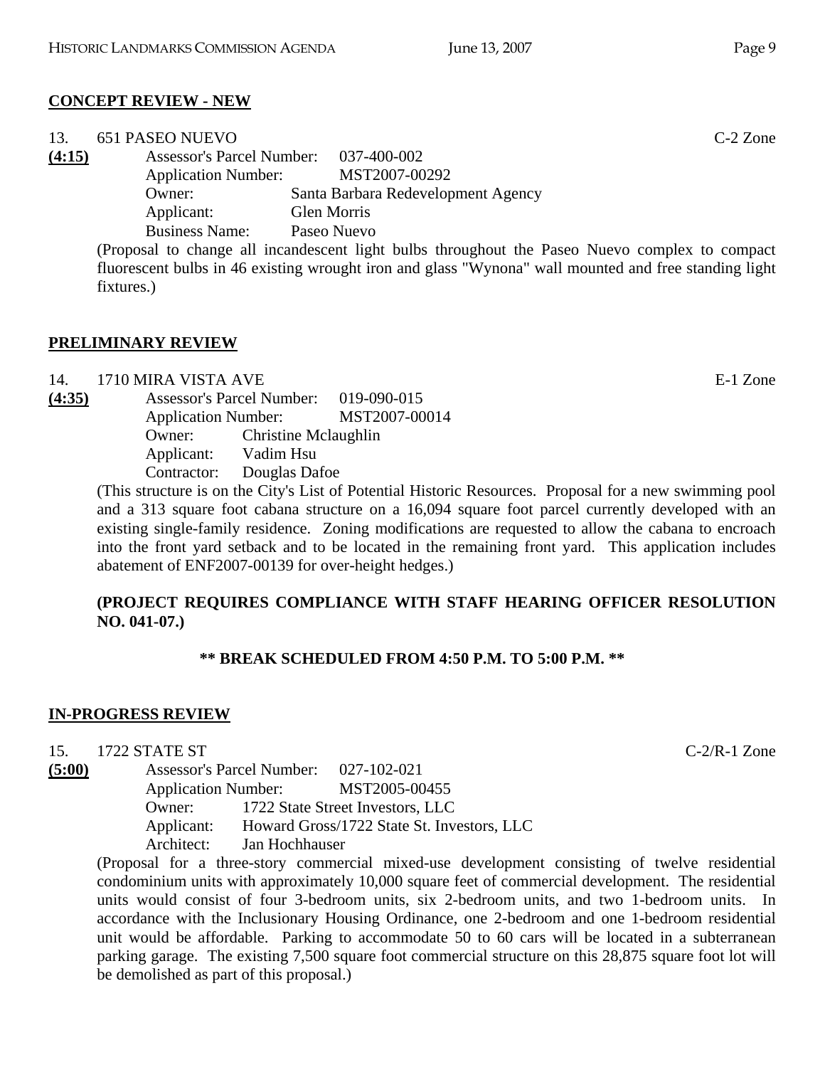**CONCEPT REVIEW - NEW**

13. 651 PASEO NUEVO C-2 Zone

**(4:15)**
Assessor's Parcel Number: 037-400-002
Application Number: MST2007-00292
Owner: Santa Barbara Redevelopment Agency
Applicant: Glen Morris
Business Name: Paseo Nuevo

(Proposal to change all incandescent light bulbs throughout the Paseo Nuevo complex to compact fluorescent bulbs in 46 existing wrought iron and glass "Wynona" wall mounted and free standing light fixtures.)

**PRELIMINARY REVIEW**

14. 1710 MIRA VISTA AVE E-1 Zone

**(4:35)**
Assessor's Parcel Number: 019-090-015
Application Number: MST2007-00014
Owner: Christine Mclaughlin
Applicant: Vadim Hsu
Contractor: Douglas Dafoe

(This structure is on the City's List of Potential Historic Resources. Proposal for a new swimming pool and a 313 square foot cabana structure on a 16,094 square foot parcel currently developed with an existing single-family residence. Zoning modifications are requested to allow the cabana to encroach into the front yard setback and to be located in the remaining front yard. This application includes abatement of ENF2007-00139 for over-height hedges.)

**(PROJECT REQUIRES COMPLIANCE WITH STAFF HEARING OFFICER RESOLUTION NO. 041-07.)**

**\*\* BREAK SCHEDULED FROM 4:50 P.M. TO 5:00 P.M. \*\***

**IN-PROGRESS REVIEW**

15. 1722 STATE ST C-2/R-1 Zone

**(5:00)**
Assessor's Parcel Number: 027-102-021
Application Number: MST2005-00455
Owner: 1722 State Street Investors, LLC
Applicant: Howard Gross/1722 State St. Investors, LLC
Architect: Jan Hochhauser

(Proposal for a three-story commercial mixed-use development consisting of twelve residential condominium units with approximately 10,000 square feet of commercial development. The residential units would consist of four 3-bedroom units, six 2-bedroom units, and two 1-bedroom units. In accordance with the Inclusionary Housing Ordinance, one 2-bedroom and one 1-bedroom residential unit would be affordable. Parking to accommodate 50 to 60 cars will be located in a subterranean parking garage. The existing 7,500 square foot commercial structure on this 28,875 square foot lot will be demolished as part of this proposal.)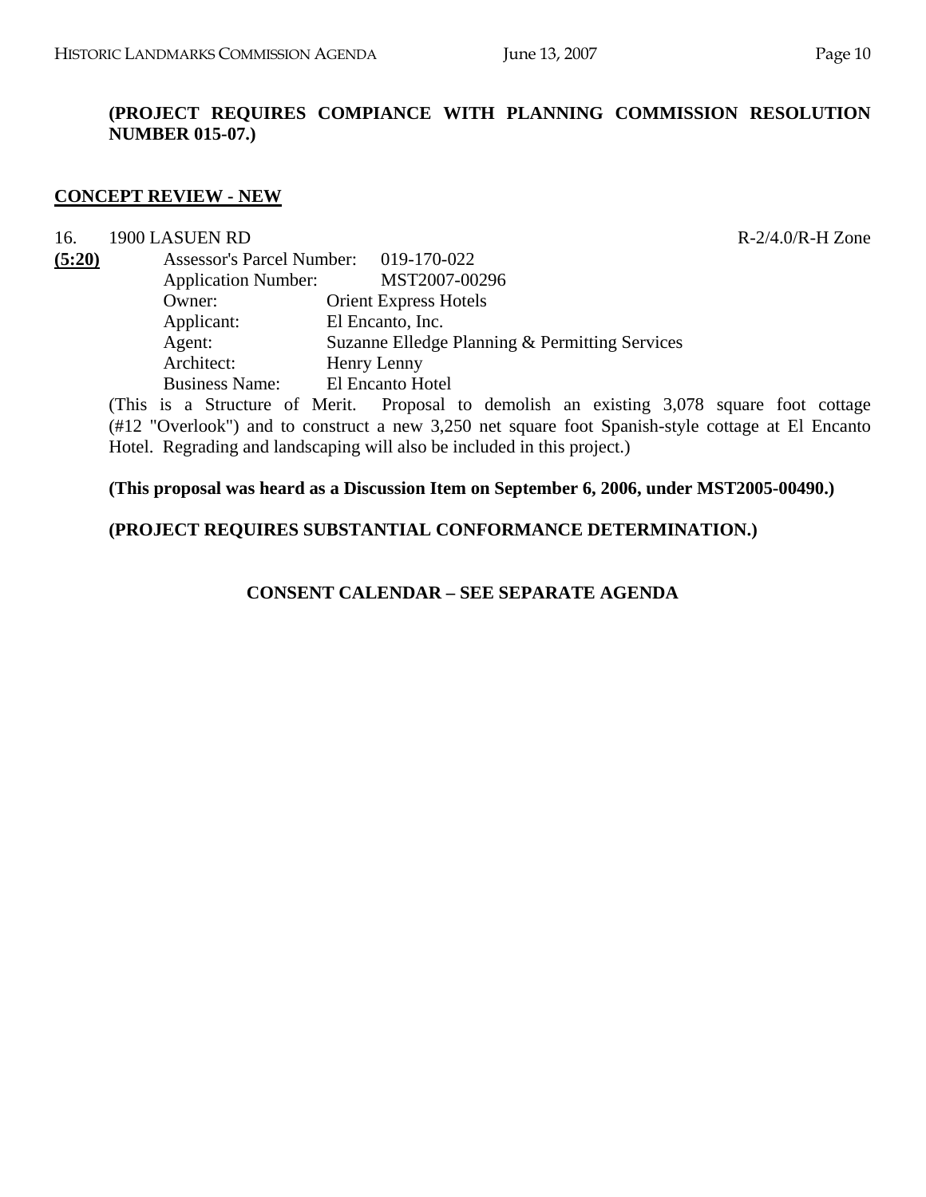**(PROJECT REQUIRES COMPIANCE WITH PLANNING COMMISSION RESOLUTION NUMBER 015-07.)**

**CONCEPT REVIEW - NEW**

16. 1900 LASUEN RD R-2/4.0/R-H Zone

**(5:20)**

Assessor's Parcel Number: 019-170-022
Application Number: MST2007-00296
Owner: Orient Express Hotels
Applicant: El Encanto, Inc.
Agent: Suzanne Elledge Planning & Permitting Services
Architect: Henry Lenny
Business Name: El Encanto Hotel

(This is a Structure of Merit. Proposal to demolish an existing 3,078 square foot cottage (#12 "Overlook") and to construct a new 3,250 net square foot Spanish-style cottage at El Encanto Hotel. Regrading and landscaping will also be included in this project.)

**(This proposal was heard as a Discussion Item on September 6, 2006, under MST2005-00490.)**

**(PROJECT REQUIRES SUBSTANTIAL CONFORMANCE DETERMINATION.)**

**CONSENT CALENDAR – SEE SEPARATE AGENDA**